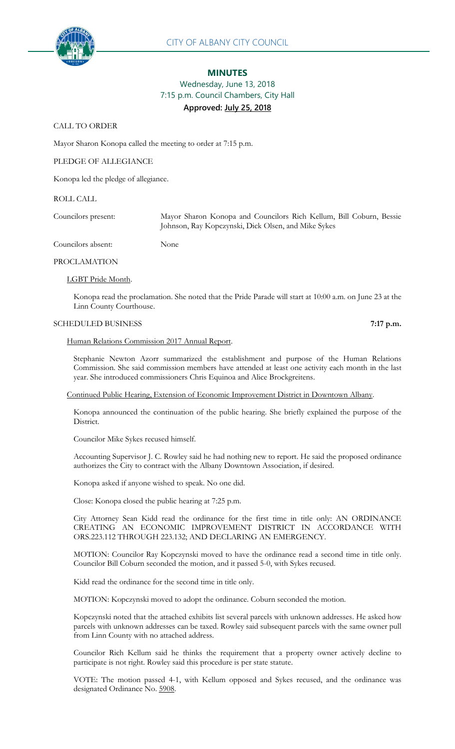# CITY OF ALBANY CITY COUNCIL

## MINUTES

Wednesday, June 13, 2018
7:15 p.m. Council Chambers, City Hall
**Approved: July 25, 2018**

CALL TO ORDER

Mayor Sharon Konopa called the meeting to order at 7:15 p.m.

PLEDGE OF ALLEGIANCE

Konopa led the pledge of allegiance.

ROLL CALL

Councilors present: Mayor Sharon Konopa and Councilors Rich Kellum, Bill Coburn, Bessie Johnson, Ray Kopczynski, Dick Olsen, and Mike Sykes

Councilors absent: None

PROCLAMATION

LGBT Pride Month.

Konopa read the proclamation. She noted that the Pride Parade will start at 10:00 a.m. on June 23 at the Linn County Courthouse.

SCHEDULED BUSINESS **7:17 p.m.**

Human Relations Commission 2017 Annual Report.

Stephanie Newton Azorr summarized the establishment and purpose of the Human Relations Commission. She said commission members have attended at least one activity each month in the last year. She introduced commissioners Chris Equinoa and Alice Brockgreitens.

Continued Public Hearing, Extension of Economic Improvement District in Downtown Albany.

Konopa announced the continuation of the public hearing. She briefly explained the purpose of the District.

Councilor Mike Sykes recused himself.

Accounting Supervisor J. C. Rowley said he had nothing new to report. He said the proposed ordinance authorizes the City to contract with the Albany Downtown Association, if desired.

Konopa asked if anyone wished to speak. No one did.

Close: Konopa closed the public hearing at 7:25 p.m.

City Attorney Sean Kidd read the ordinance for the first time in title only: AN ORDINANCE CREATING AN ECONOMIC IMPROVEMENT DISTRICT IN ACCORDANCE WITH ORS.223.112 THROUGH 223.132; AND DECLARING AN EMERGENCY.

MOTION: Councilor Ray Kopczynski moved to have the ordinance read a second time in title only. Councilor Bill Coburn seconded the motion, and it passed 5-0, with Sykes recused.

Kidd read the ordinance for the second time in title only.

MOTION: Kopczynski moved to adopt the ordinance. Coburn seconded the motion.

Kopczynski noted that the attached exhibits list several parcels with unknown addresses. He asked how parcels with unknown addresses can be taxed. Rowley said subsequent parcels with the same owner pull from Linn County with no attached address.

Councilor Rich Kellum said he thinks the requirement that a property owner actively decline to participate is not right. Rowley said this procedure is per state statute.

VOTE: The motion passed 4-1, with Kellum opposed and Sykes recused, and the ordinance was designated Ordinance No. 5908.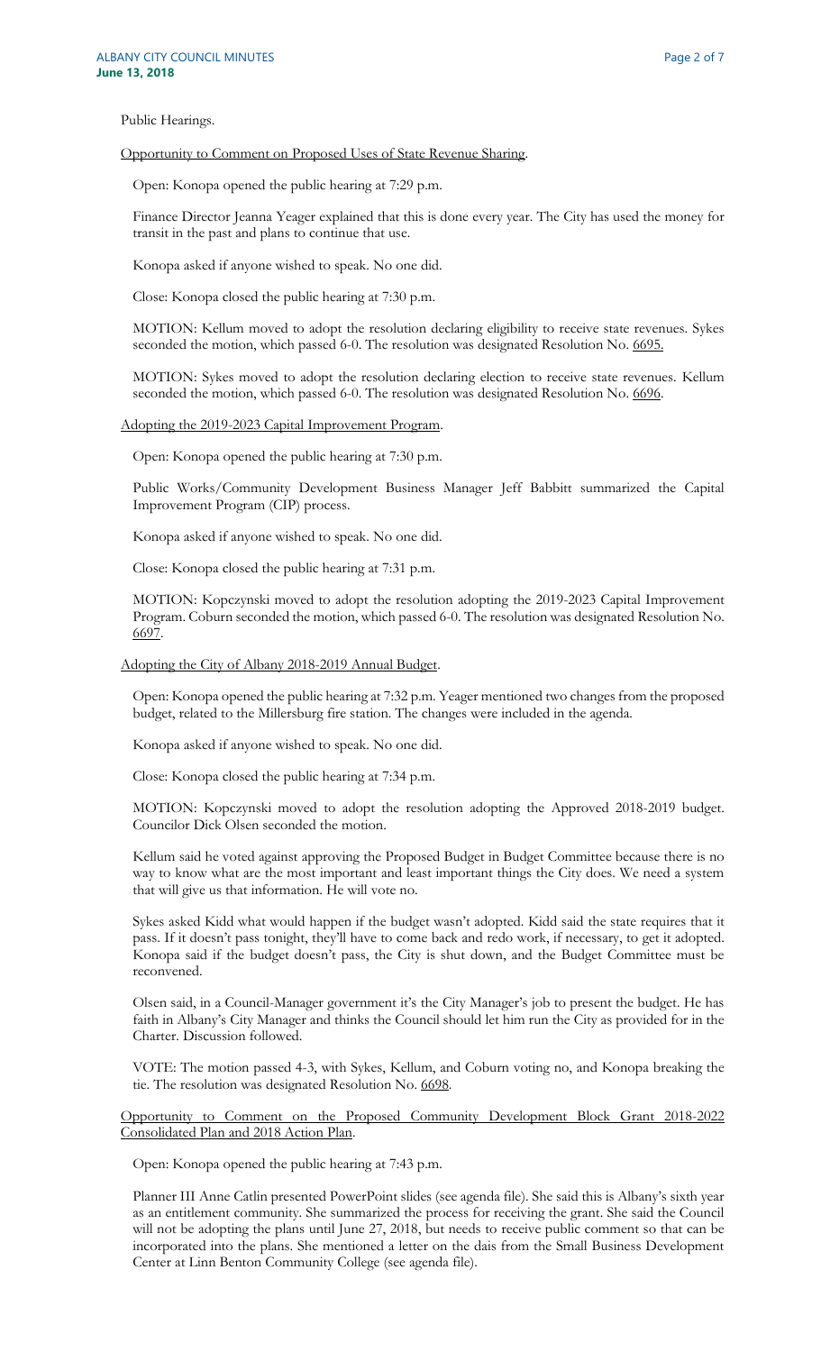Public Hearings.

Opportunity to Comment on Proposed Uses of State Revenue Sharing.

Open: Konopa opened the public hearing at 7:29 p.m.

Finance Director Jeanna Yeager explained that this is done every year. The City has used the money for transit in the past and plans to continue that use.

Konopa asked if anyone wished to speak. No one did.

Close: Konopa closed the public hearing at 7:30 p.m.

MOTION: Kellum moved to adopt the resolution declaring eligibility to receive state revenues. Sykes seconded the motion, which passed 6-0. The resolution was designated Resolution No. 6695.

MOTION: Sykes moved to adopt the resolution declaring election to receive state revenues. Kellum seconded the motion, which passed 6-0. The resolution was designated Resolution No. 6696.

Adopting the 2019-2023 Capital Improvement Program.

Open: Konopa opened the public hearing at 7:30 p.m.

Public Works/Community Development Business Manager Jeff Babbitt summarized the Capital Improvement Program (CIP) process.

Konopa asked if anyone wished to speak. No one did.

Close: Konopa closed the public hearing at 7:31 p.m.

MOTION: Kopczynski moved to adopt the resolution adopting the 2019-2023 Capital Improvement Program. Coburn seconded the motion, which passed 6-0. The resolution was designated Resolution No. 6697.

Adopting the City of Albany 2018-2019 Annual Budget.

Open: Konopa opened the public hearing at 7:32 p.m. Yeager mentioned two changes from the proposed budget, related to the Millersburg fire station. The changes were included in the agenda.

Konopa asked if anyone wished to speak. No one did.

Close: Konopa closed the public hearing at 7:34 p.m.

MOTION: Kopczynski moved to adopt the resolution adopting the Approved 2018-2019 budget. Councilor Dick Olsen seconded the motion.

Kellum said he voted against approving the Proposed Budget in Budget Committee because there is no way to know what are the most important and least important things the City does. We need a system that will give us that information. He will vote no.

Sykes asked Kidd what would happen if the budget wasn't adopted. Kidd said the state requires that it pass. If it doesn't pass tonight, they'll have to come back and redo work, if necessary, to get it adopted. Konopa said if the budget doesn't pass, the City is shut down, and the Budget Committee must be reconvened.

Olsen said, in a Council-Manager government it's the City Manager's job to present the budget. He has faith in Albany's City Manager and thinks the Council should let him run the City as provided for in the Charter. Discussion followed.

VOTE: The motion passed 4-3, with Sykes, Kellum, and Coburn voting no, and Konopa breaking the tie. The resolution was designated Resolution No. 6698.

Opportunity to Comment on the Proposed Community Development Block Grant 2018-2022 Consolidated Plan and 2018 Action Plan.

Open: Konopa opened the public hearing at 7:43 p.m.

Planner III Anne Catlin presented PowerPoint slides (see agenda file). She said this is Albany's sixth year as an entitlement community. She summarized the process for receiving the grant. She said the Council will not be adopting the plans until June 27, 2018, but needs to receive public comment so that can be incorporated into the plans. She mentioned a letter on the dais from the Small Business Development Center at Linn Benton Community College (see agenda file).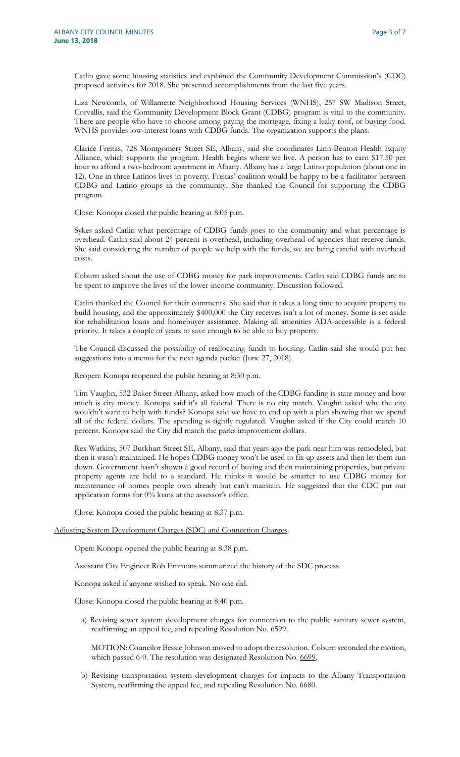Catlin gave some housing statistics and explained the Community Development Commission's (CDC) proposed activities for 2018. She presented accomplishments from the last five years.

Liza Newcomb, of Willamette Neighborhood Housing Services (WNHS), 257 SW Madison Street, Corvallis, said the Community Development Block Grant (CDBG) program is vital to the community. There are people who have to choose among paying the mortgage, fixing a leaky roof, or buying food. WNHS provides low-interest loans with CDBG funds. The organization supports the plans.

Clarice Freitas, 728 Montgomery Street SE, Albany, said she coordinates Linn-Benton Health Equity Alliance, which supports the program. Health begins where we live. A person has to earn $17.50 per hour to afford a two-bedroom apartment in Albany. Albany has a large Latino population (about one in 12). One in three Latinos lives in poverty. Freitas' coalition would be happy to be a facilitator between CDBG and Latino groups in the community. She thanked the Council for supporting the CDBG program.

Close: Konopa closed the public hearing at 8:05 p.m.

Sykes asked Catlin what percentage of CDBG funds goes to the community and what percentage is overhead. Catlin said about 24 percent is overhead, including overhead of agencies that receive funds. She said considering the number of people we help with the funds, we are being careful with overhead costs.

Coburn asked about the use of CDBG money for park improvements. Catlin said CDBG funds are to be spent to improve the lives of the lower-income community. Discussion followed.

Catlin thanked the Council for their comments. She said that it takes a long time to acquire property to build housing, and the approximately $400,000 the City receives isn't a lot of money. Some is set aside for rehabilitation loans and homebuyer assistance. Making all amenities ADA-accessible is a federal priority. It takes a couple of years to save enough to be able to buy property.

The Council discussed the possibility of reallocating funds to housing. Catlin said she would put her suggestions into a memo for the next agenda packet (June 27, 2018).

Reopen: Konopa reopened the public hearing at 8:30 p.m.

Tim Vaughn, 532 Baker Street Albany, asked how much of the CDBG funding is state money and how much is city money. Konopa said it's all federal. There is no city match. Vaughn asked why the city wouldn't want to help with funds? Konopa said we have to end up with a plan showing that we spend all of the federal dollars. The spending is tightly regulated. Vaughn asked if the City could match 10 percent. Konopa said the City did match the parks improvement dollars.

Rex Watkins, 507 Burkhart Street SE, Albany, said that years ago the park near him was remodeled, but then it wasn't maintained. He hopes CDBG money won't be used to fix up assets and then let them run down. Government hasn't shown a good record of buying and then maintaining properties, but private property agents are held to a standard. He thinks it would be smarter to use CDBG money for maintenance of homes people own already but can't maintain. He suggested that the CDC put out application forms for 0% loans at the assessor's office.

Close: Konopa closed the public hearing at 8:37 p.m.

Adjusting System Development Charges (SDC) and Connection Charges.

Open: Konopa opened the public hearing at 8:38 p.m.

Assistant City Engineer Rob Emmons summarized the history of the SDC process.

Konopa asked if anyone wished to speak. No one did.

Close: Konopa closed the public hearing at 8:40 p.m.

a) Revising sewer system development charges for connection to the public sanitary sewer system, reaffirming an appeal fee, and repealing Resolution No. 6599.

   MOTION: Councilor Bessie Johnson moved to adopt the resolution. Coburn seconded the motion, which passed 6-0. The resolution was designated Resolution No. 6699.

b) Revising transportation system development charges for impacts to the Albany Transportation System, reaffirming the appeal fee, and repealing Resolution No. 6680.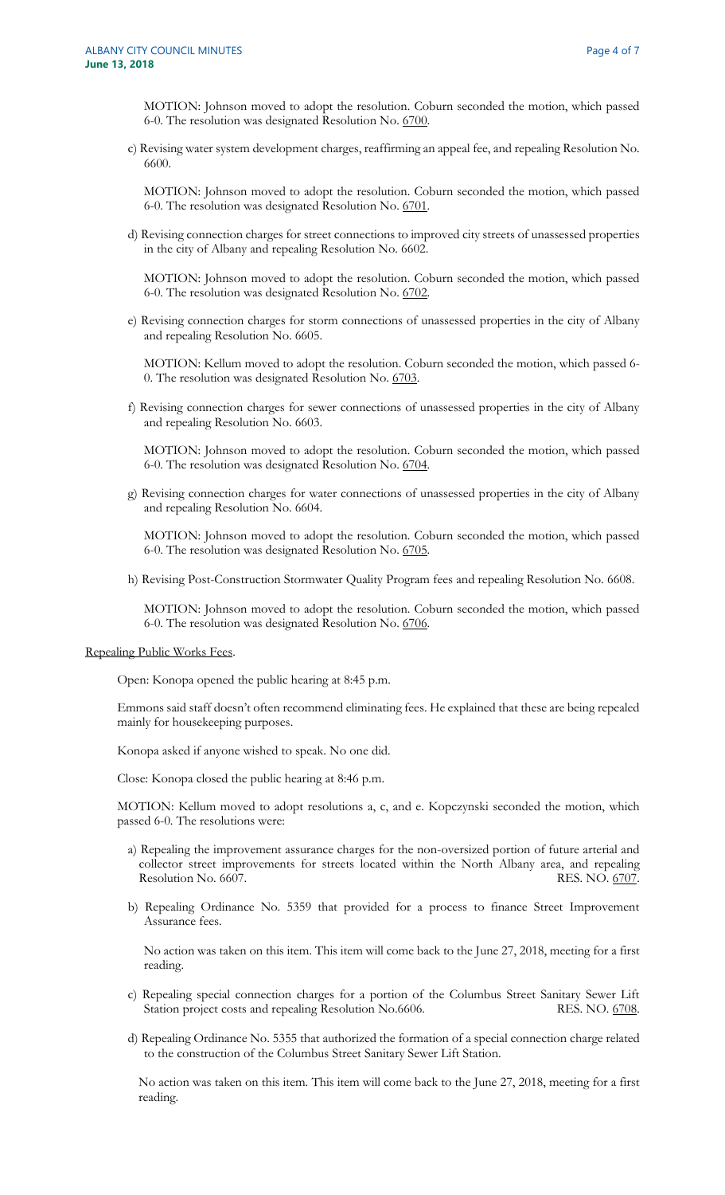MOTION: Johnson moved to adopt the resolution. Coburn seconded the motion, which passed 6-0. The resolution was designated Resolution No. 6700.

c) Revising water system development charges, reaffirming an appeal fee, and repealing Resolution No. 6600.

MOTION: Johnson moved to adopt the resolution. Coburn seconded the motion, which passed 6-0. The resolution was designated Resolution No. 6701.

d) Revising connection charges for street connections to improved city streets of unassessed properties in the city of Albany and repealing Resolution No. 6602.

MOTION: Johnson moved to adopt the resolution. Coburn seconded the motion, which passed 6-0. The resolution was designated Resolution No. 6702.

e) Revising connection charges for storm connections of unassessed properties in the city of Albany and repealing Resolution No. 6605.

MOTION: Kellum moved to adopt the resolution. Coburn seconded the motion, which passed 6-0. The resolution was designated Resolution No. 6703.

f) Revising connection charges for sewer connections of unassessed properties in the city of Albany and repealing Resolution No. 6603.

MOTION: Johnson moved to adopt the resolution. Coburn seconded the motion, which passed 6-0. The resolution was designated Resolution No. 6704.

g) Revising connection charges for water connections of unassessed properties in the city of Albany and repealing Resolution No. 6604.

MOTION: Johnson moved to adopt the resolution. Coburn seconded the motion, which passed 6-0. The resolution was designated Resolution No. 6705.

h) Revising Post-Construction Stormwater Quality Program fees and repealing Resolution No. 6608.

MOTION: Johnson moved to adopt the resolution. Coburn seconded the motion, which passed 6-0. The resolution was designated Resolution No. 6706.

Repealing Public Works Fees.

Open: Konopa opened the public hearing at 8:45 p.m.

Emmons said staff doesn't often recommend eliminating fees. He explained that these are being repealed mainly for housekeeping purposes.

Konopa asked if anyone wished to speak. No one did.

Close: Konopa closed the public hearing at 8:46 p.m.

MOTION: Kellum moved to adopt resolutions a, c, and e. Kopczynski seconded the motion, which passed 6-0. The resolutions were:

a) Repealing the improvement assurance charges for the non-oversized portion of future arterial and collector street improvements for streets located within the North Albany area, and repealing Resolution No. 6607. RES. NO. 6707.

b) Repealing Ordinance No. 5359 that provided for a process to finance Street Improvement Assurance fees.

No action was taken on this item. This item will come back to the June 27, 2018, meeting for a first reading.

c) Repealing special connection charges for a portion of the Columbus Street Sanitary Sewer Lift Station project costs and repealing Resolution No.6606. RES. NO. 6708.

d) Repealing Ordinance No. 5355 that authorized the formation of a special connection charge related to the construction of the Columbus Street Sanitary Sewer Lift Station.

No action was taken on this item. This item will come back to the June 27, 2018, meeting for a first reading.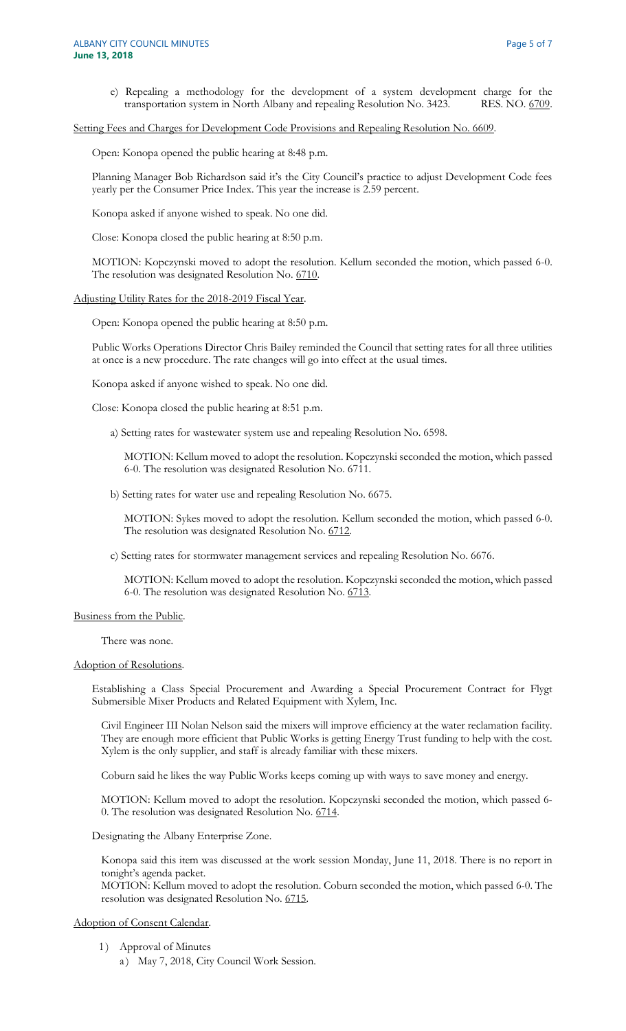e) Repealing a methodology for the development of a system development charge for the transportation system in North Albany and repealing Resolution No. 3423. RES. NO. 6709.

Setting Fees and Charges for Development Code Provisions and Repealing Resolution No. 6609.

Open: Konopa opened the public hearing at 8:48 p.m.

Planning Manager Bob Richardson said it's the City Council's practice to adjust Development Code fees yearly per the Consumer Price Index. This year the increase is 2.59 percent.

Konopa asked if anyone wished to speak. No one did.

Close: Konopa closed the public hearing at 8:50 p.m.

MOTION: Kopczynski moved to adopt the resolution. Kellum seconded the motion, which passed 6-0. The resolution was designated Resolution No. 6710.

Adjusting Utility Rates for the 2018-2019 Fiscal Year.

Open: Konopa opened the public hearing at 8:50 p.m.

Public Works Operations Director Chris Bailey reminded the Council that setting rates for all three utilities at once is a new procedure. The rate changes will go into effect at the usual times.

Konopa asked if anyone wished to speak. No one did.

Close: Konopa closed the public hearing at 8:51 p.m.

a) Setting rates for wastewater system use and repealing Resolution No. 6598.

MOTION: Kellum moved to adopt the resolution. Kopczynski seconded the motion, which passed 6-0. The resolution was designated Resolution No. 6711.

b) Setting rates for water use and repealing Resolution No. 6675.

MOTION: Sykes moved to adopt the resolution. Kellum seconded the motion, which passed 6-0. The resolution was designated Resolution No. 6712.

c) Setting rates for stormwater management services and repealing Resolution No. 6676.

MOTION: Kellum moved to adopt the resolution. Kopczynski seconded the motion, which passed 6-0. The resolution was designated Resolution No. 6713.

Business from the Public.

There was none.

Adoption of Resolutions.

Establishing a Class Special Procurement and Awarding a Special Procurement Contract for Flygt Submersible Mixer Products and Related Equipment with Xylem, Inc.

Civil Engineer III Nolan Nelson said the mixers will improve efficiency at the water reclamation facility. They are enough more efficient that Public Works is getting Energy Trust funding to help with the cost. Xylem is the only supplier, and staff is already familiar with these mixers.

Coburn said he likes the way Public Works keeps coming up with ways to save money and energy.

MOTION: Kellum moved to adopt the resolution. Kopczynski seconded the motion, which passed 6-0. The resolution was designated Resolution No. 6714.

Designating the Albany Enterprise Zone.

Konopa said this item was discussed at the work session Monday, June 11, 2018. There is no report in tonight's agenda packet.

MOTION: Kellum moved to adopt the resolution. Coburn seconded the motion, which passed 6-0. The resolution was designated Resolution No. 6715.

Adoption of Consent Calendar.

1) Approval of Minutes
   a) May 7, 2018, City Council Work Session.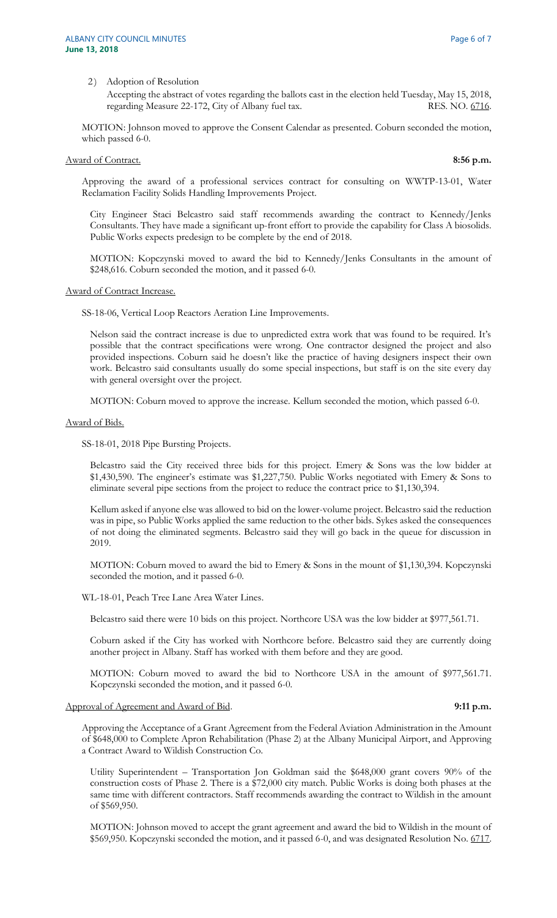2) Adoption of Resolution

   Accepting the abstract of votes regarding the ballots cast in the election held Tuesday, May 15, 2018, regarding Measure 22-172, City of Albany fuel tax. RES. NO. 6716.

MOTION: Johnson moved to approve the Consent Calendar as presented. Coburn seconded the motion, which passed 6-0.

Award of Contract. **8:56 p.m.**

Approving the award of a professional services contract for consulting on WWTP-13-01, Water Reclamation Facility Solids Handling Improvements Project.

City Engineer Staci Belcastro said staff recommends awarding the contract to Kennedy/Jenks Consultants. They have made a significant up-front effort to provide the capability for Class A biosolids. Public Works expects predesign to be complete by the end of 2018.

MOTION: Kopczynski moved to award the bid to Kennedy/Jenks Consultants in the amount of $248,616. Coburn seconded the motion, and it passed 6-0.

Award of Contract Increase.

SS-18-06, Vertical Loop Reactors Aeration Line Improvements.

Nelson said the contract increase is due to unpredicted extra work that was found to be required. It's possible that the contract specifications were wrong. One contractor designed the project and also provided inspections. Coburn said he doesn't like the practice of having designers inspect their own work. Belcastro said consultants usually do some special inspections, but staff is on the site every day with general oversight over the project.

MOTION: Coburn moved to approve the increase. Kellum seconded the motion, which passed 6-0.

Award of Bids.

SS-18-01, 2018 Pipe Bursting Projects.

Belcastro said the City received three bids for this project. Emery & Sons was the low bidder at $1,430,590. The engineer's estimate was $1,227,750. Public Works negotiated with Emery & Sons to eliminate several pipe sections from the project to reduce the contract price to $1,130,394.

Kellum asked if anyone else was allowed to bid on the lower-volume project. Belcastro said the reduction was in pipe, so Public Works applied the same reduction to the other bids. Sykes asked the consequences of not doing the eliminated segments. Belcastro said they will go back in the queue for discussion in 2019.

MOTION: Coburn moved to award the bid to Emery & Sons in the mount of $1,130,394. Kopczynski seconded the motion, and it passed 6-0.

WL-18-01, Peach Tree Lane Area Water Lines.

Belcastro said there were 10 bids on this project. Northcore USA was the low bidder at $977,561.71.

Coburn asked if the City has worked with Northcore before. Belcastro said they are currently doing another project in Albany. Staff has worked with them before and they are good.

MOTION: Coburn moved to award the bid to Northcore USA in the amount of $977,561.71. Kopczynski seconded the motion, and it passed 6-0.

Approval of Agreement and Award of Bid. **9:11 p.m.**

Approving the Acceptance of a Grant Agreement from the Federal Aviation Administration in the Amount of $648,000 to Complete Apron Rehabilitation (Phase 2) at the Albany Municipal Airport, and Approving a Contract Award to Wildish Construction Co.

Utility Superintendent – Transportation Jon Goldman said the $648,000 grant covers 90% of the construction costs of Phase 2. There is a $72,000 city match. Public Works is doing both phases at the same time with different contractors. Staff recommends awarding the contract to Wildish in the amount of $569,950.

MOTION: Johnson moved to accept the grant agreement and award the bid to Wildish in the mount of $569,950. Kopczynski seconded the motion, and it passed 6-0, and was designated Resolution No. 6717.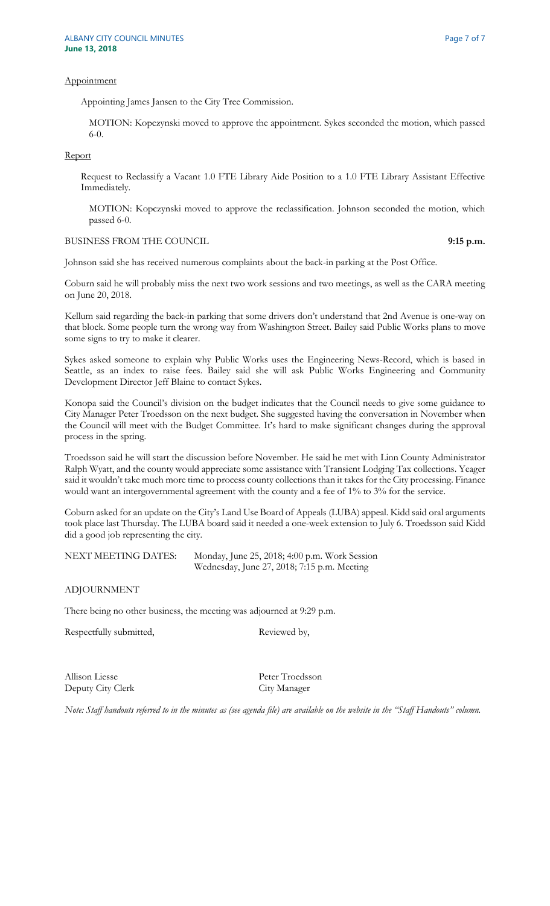Appointment

Appointing James Jansen to the City Tree Commission.

MOTION: Kopczynski moved to approve the appointment. Sykes seconded the motion, which passed 6-0.

Report

Request to Reclassify a Vacant 1.0 FTE Library Aide Position to a 1.0 FTE Library Assistant Effective Immediately.

MOTION: Kopczynski moved to approve the reclassification. Johnson seconded the motion, which passed 6-0.

BUSINESS FROM THE COUNCIL **9:15 p.m.**

Johnson said she has received numerous complaints about the back-in parking at the Post Office.

Coburn said he will probably miss the next two work sessions and two meetings, as well as the CARA meeting on June 20, 2018.

Kellum said regarding the back-in parking that some drivers don't understand that 2nd Avenue is one-way on that block. Some people turn the wrong way from Washington Street. Bailey said Public Works plans to move some signs to try to make it clearer.

Sykes asked someone to explain why Public Works uses the Engineering News-Record, which is based in Seattle, as an index to raise fees. Bailey said she will ask Public Works Engineering and Community Development Director Jeff Blaine to contact Sykes.

Konopa said the Council's division on the budget indicates that the Council needs to give some guidance to City Manager Peter Troedsson on the next budget. She suggested having the conversation in November when the Council will meet with the Budget Committee. It's hard to make significant changes during the approval process in the spring.

Troedsson said he will start the discussion before November. He said he met with Linn County Administrator Ralph Wyatt, and the county would appreciate some assistance with Transient Lodging Tax collections. Yeager said it wouldn't take much more time to process county collections than it takes for the City processing. Finance would want an intergovernmental agreement with the county and a fee of 1% to 3% for the service.

Coburn asked for an update on the City's Land Use Board of Appeals (LUBA) appeal. Kidd said oral arguments took place last Thursday. The LUBA board said it needed a one-week extension to July 6. Troedsson said Kidd did a good job representing the city.

NEXT MEETING DATES: Monday, June 25, 2018; 4:00 p.m. Work Session
Wednesday, June 27, 2018; 7:15 p.m. Meeting

ADJOURNMENT

There being no other business, the meeting was adjourned at 9:29 p.m.

| | |
|---|---|
| Respectfully submitted, | Reviewed by, |
| Allison Liesse | Peter Troedsson |
| Deputy City Clerk | City Manager |

*Note: Staff handouts referred to in the minutes as (see agenda file) are available on the website in the "Staff Handouts" column.*